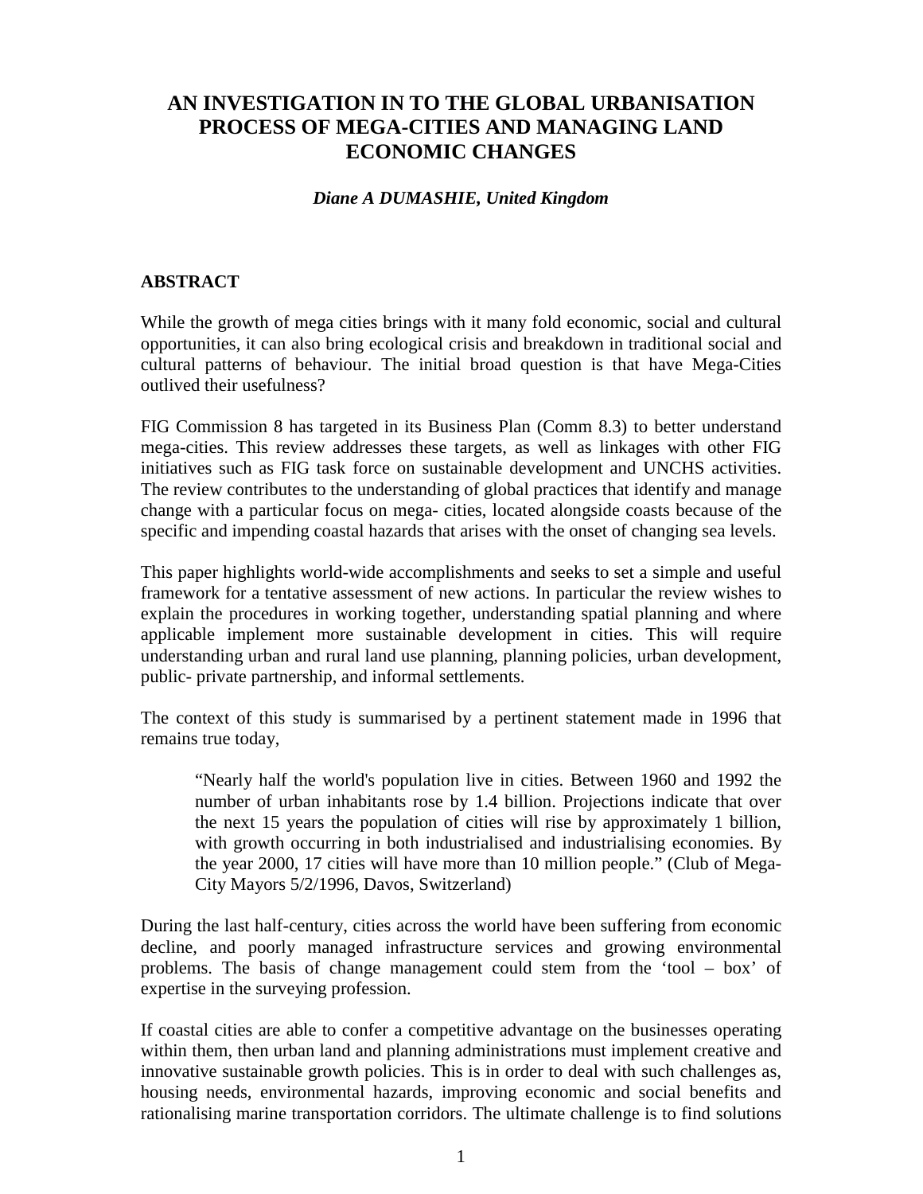# AN INVESTIGATION IN TO THE GLOBAL URBANISATION PROCESS OF MEGA-CITIES AND MANAGING LAND ECONOMIC CHANGES

***Diane A DUMASHIE, United Kingdom***

## ABSTRACT

While the growth of mega cities brings with it many fold economic, social and cultural opportunities, it can also bring ecological crisis and breakdown in traditional social and cultural patterns of behaviour. The initial broad question is that have Mega-Cities outlived their usefulness?

FIG Commission 8 has targeted in its Business Plan (Comm 8.3) to better understand mega-cities. This review addresses these targets, as well as linkages with other FIG initiatives such as FIG task force on sustainable development and UNCHS activities. The review contributes to the understanding of global practices that identify and manage change with a particular focus on mega- cities, located alongside coasts because of the specific and impending coastal hazards that arises with the onset of changing sea levels.

This paper highlights world-wide accomplishments and seeks to set a simple and useful framework for a tentative assessment of new actions. In particular the review wishes to explain the procedures in working together, understanding spatial planning and where applicable implement more sustainable development in cities. This will require understanding urban and rural land use planning, planning policies, urban development, public- private partnership, and informal settlements.

The context of this study is summarised by a pertinent statement made in 1996 that remains true today,

> "Nearly half the world's population live in cities. Between 1960 and 1992 the number of urban inhabitants rose by 1.4 billion. Projections indicate that over the next 15 years the population of cities will rise by approximately 1 billion, with growth occurring in both industrialised and industrialising economies. By the year 2000, 17 cities will have more than 10 million people." (Club of Mega-City Mayors 5/2/1996, Davos, Switzerland)

During the last half-century, cities across the world have been suffering from economic decline, and poorly managed infrastructure services and growing environmental problems. The basis of change management could stem from the 'tool – box' of expertise in the surveying profession.

If coastal cities are able to confer a competitive advantage on the businesses operating within them, then urban land and planning administrations must implement creative and innovative sustainable growth policies. This is in order to deal with such challenges as, housing needs, environmental hazards, improving economic and social benefits and rationalising marine transportation corridors. The ultimate challenge is to find solutions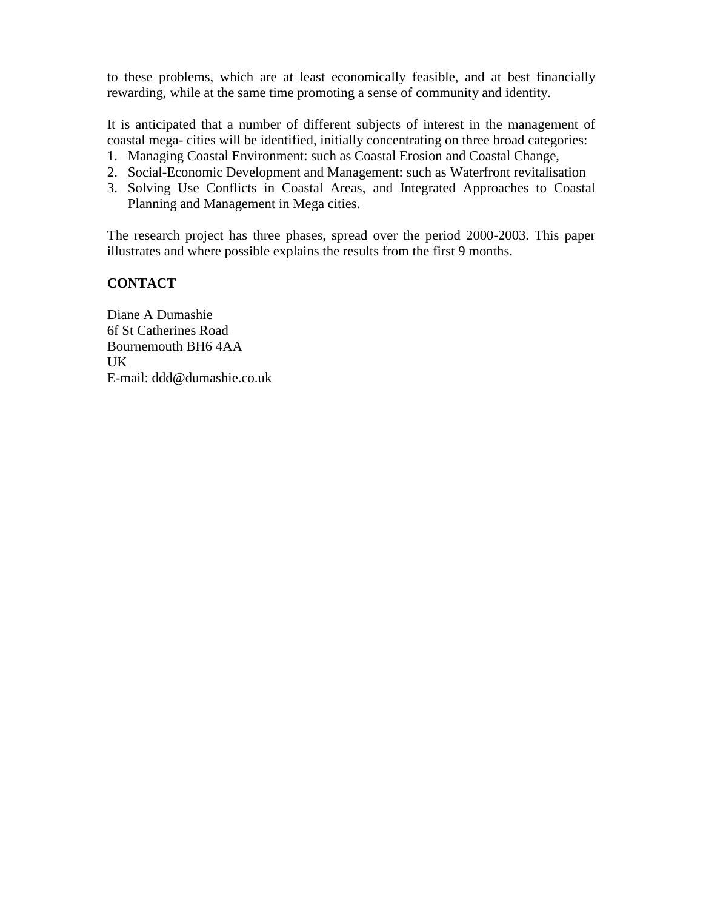to these problems, which are at least economically feasible, and at best financially rewarding, while at the same time promoting a sense of community and identity.

It is anticipated that a number of different subjects of interest in the management of coastal mega- cities will be identified, initially concentrating on three broad categories:

1. Managing Coastal Environment: such as Coastal Erosion and Coastal Change,
2. Social-Economic Development and Management: such as Waterfront revitalisation
3. Solving Use Conflicts in Coastal Areas, and Integrated Approaches to Coastal Planning and Management in Mega cities.

The research project has three phases, spread over the period 2000-2003. This paper illustrates and where possible explains the results from the first 9 months.

## CONTACT

Diane A Dumashie
6f St Catherines Road
Bournemouth BH6 4AA
UK
E-mail: ddd@dumashie.co.uk